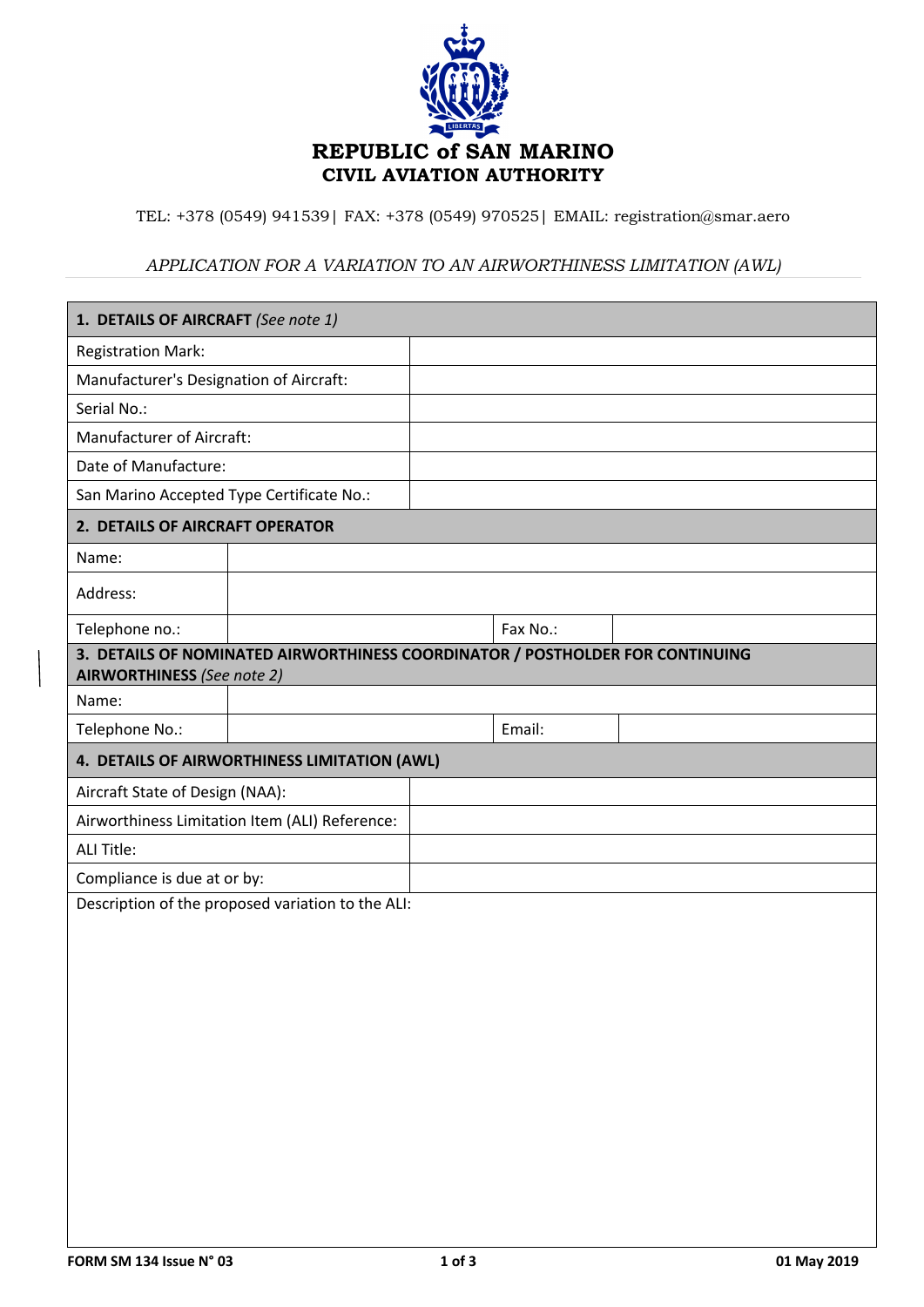# REPUBLIC of SAN MARINO
## CIVIL AVIATION AUTHORITY

TEL: +378 (0549) 941539| FAX: +378 (0549) 970525| EMAIL: registration@smar.aero

*APPLICATION FOR A VARIATION TO AN AIRWORTHINESS LIMITATION (AWL)*

| **1. DETAILS OF AIRCRAFT** *(See note 1)* | |
|---|---|
| Registration Mark: | |
| Manufacturer's Designation of Aircraft: | |
| Serial No.: | |
| Manufacturer of Aircraft: | |
| Date of Manufacture: | |
| San Marino Accepted Type Certificate No.: | |

| **2. DETAILS OF AIRCRAFT OPERATOR** | | | |
|---|---|---|---|
| Name: | | | |
| Address: | | | |
| Telephone no.: | | Fax No.: | |

| **3. DETAILS OF NOMINATED AIRWORTHINESS COORDINATOR / POSTHOLDER FOR CONTINUING AIRWORTHINESS** *(See note 2)* | | | |
|---|---|---|---|
| Name: | | | |
| Telephone No.: | | Email: | |

| **4. DETAILS OF AIRWORTHINESS LIMITATION (AWL)** | |
|---|---|
| Aircraft State of Design (NAA): | |
| Airworthiness Limitation Item (ALI) Reference: | |
| ALI Title: | |
| Compliance is due at or by: | |

Description of the proposed variation to the ALI:

FORM SM 134 Issue N° 03 — 01 May 2019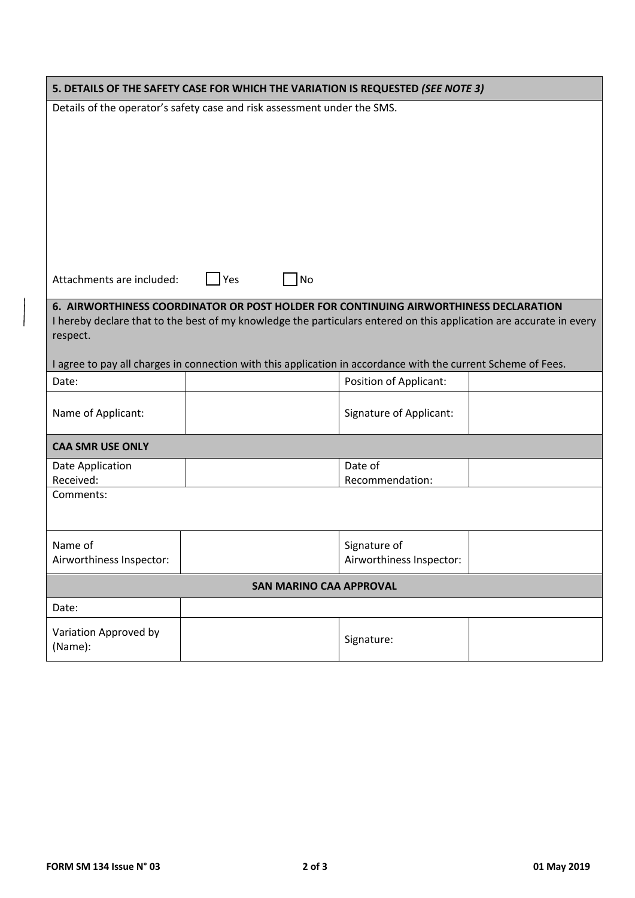## 5. DETAILS OF THE SAFETY CASE FOR WHICH THE VARIATION IS REQUESTED *(SEE NOTE 3)*

Details of the operator's safety case and risk assessment under the SMS.

Attachments are included: ☐ Yes ☐ No

## 6. AIRWORTHINESS COORDINATOR OR POST HOLDER FOR CONTINUING AIRWORTHINESS DECLARATION

I hereby declare that to the best of my knowledge the particulars entered on this application are accurate in every respect.

I agree to pay all charges in connection with this application in accordance with the current Scheme of Fees.

| | | | |
|---|---|---|---|
| Date: | | Position of Applicant: | |
| Name of Applicant: | | Signature of Applicant: | |

## CAA SMR USE ONLY

| | | | |
|---|---|---|---|
| Date Application Received: | | Date of Recommendation: | |
| Comments: | | | |
| Name of Airworthiness Inspector: | | Signature of Airworthiness Inspector: | |

## SAN MARINO CAA APPROVAL

| | | | |
|---|---|---|---|
| Date: | | | |
| Variation Approved by (Name): | | Signature: | |

FORM SM 134 Issue N° 03 — 01 May 2019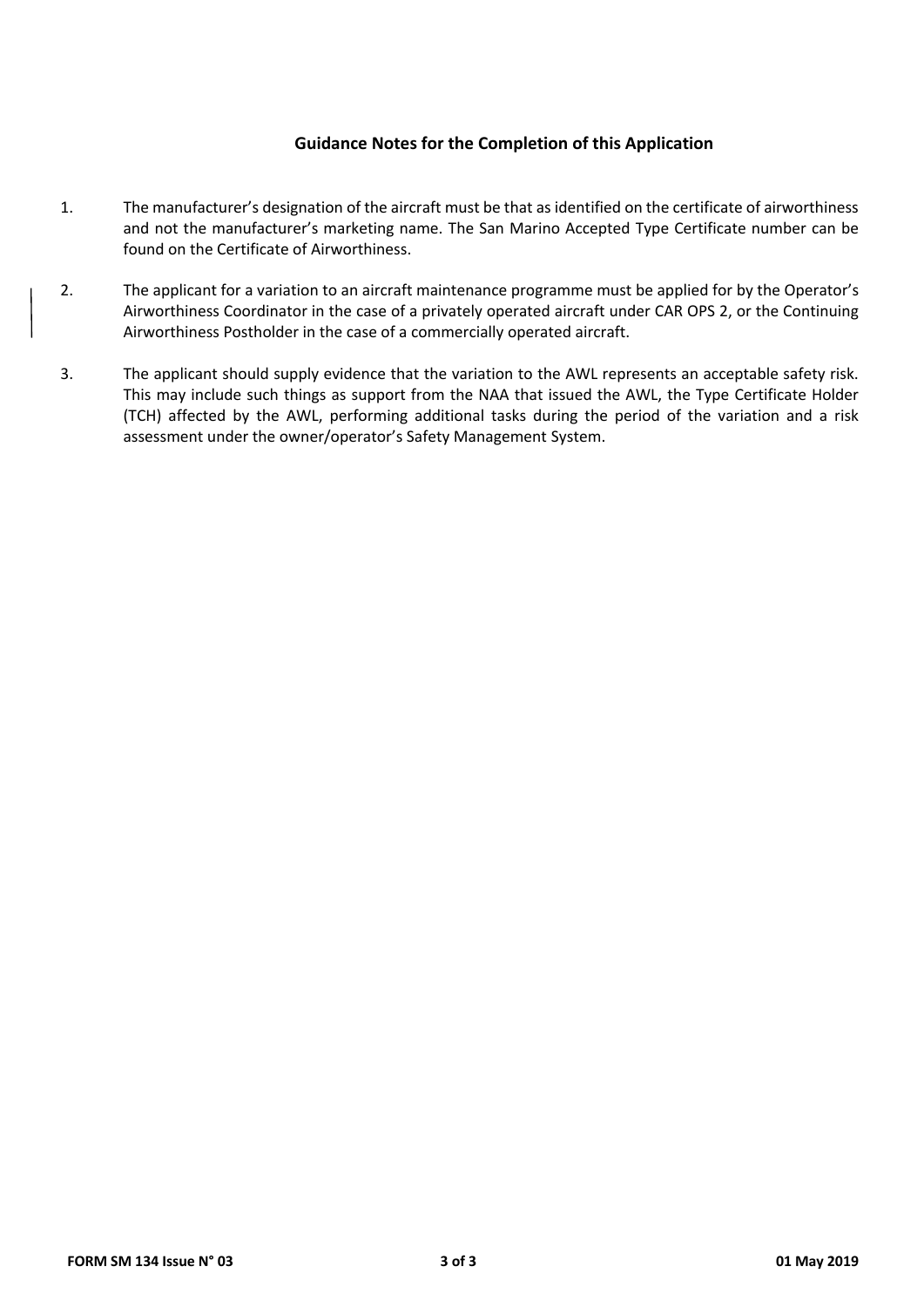## Guidance Notes for the Completion of this Application

1. The manufacturer's designation of the aircraft must be that as identified on the certificate of airworthiness and not the manufacturer's marketing name. The San Marino Accepted Type Certificate number can be found on the Certificate of Airworthiness.

2. The applicant for a variation to an aircraft maintenance programme must be applied for by the Operator's Airworthiness Coordinator in the case of a privately operated aircraft under CAR OPS 2, or the Continuing Airworthiness Postholder in the case of a commercially operated aircraft.

3. The applicant should supply evidence that the variation to the AWL represents an acceptable safety risk. This may include such things as support from the NAA that issued the AWL, the Type Certificate Holder (TCH) affected by the AWL, performing additional tasks during the period of the variation and a risk assessment under the owner/operator's Safety Management System.